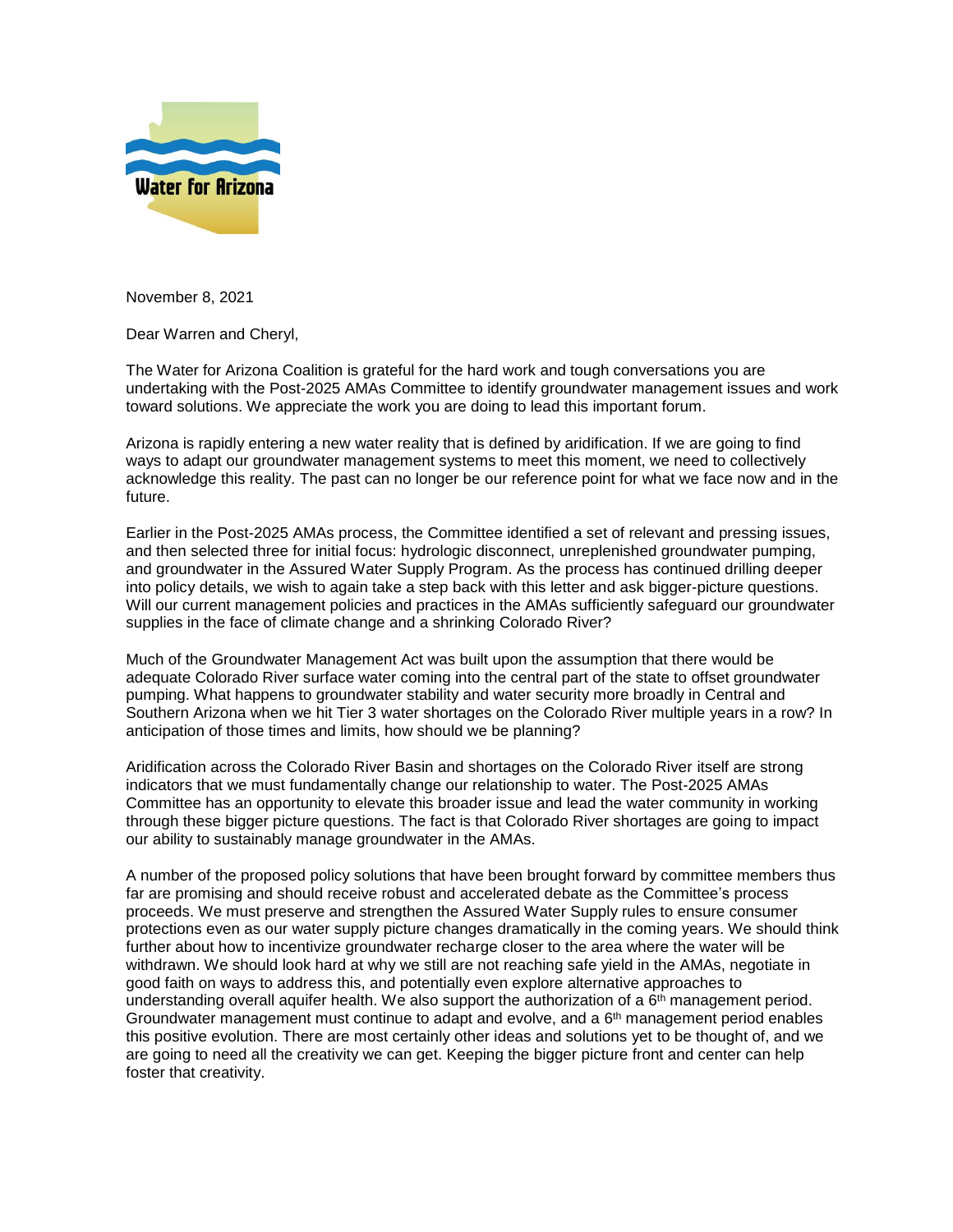Water for Arizona

November 8, 2021

Dear Warren and Cheryl,

The Water for Arizona Coalition is grateful for the hard work and tough conversations you are undertaking with the Post-2025 AMAs Committee to identify groundwater management issues and work toward solutions. We appreciate the work you are doing to lead this important forum.

Arizona is rapidly entering a new water reality that is defined by aridification. If we are going to find ways to adapt our groundwater management systems to meet this moment, we need to collectively acknowledge this reality. The past can no longer be our reference point for what we face now and in the future.

Earlier in the Post-2025 AMAs process, the Committee identified a set of relevant and pressing issues, and then selected three for initial focus: hydrologic disconnect, unreplenished groundwater pumping, and groundwater in the Assured Water Supply Program. As the process has continued drilling deeper into policy details, we wish to again take a step back with this letter and ask bigger-picture questions. Will our current management policies and practices in the AMAs sufficiently safeguard our groundwater supplies in the face of climate change and a shrinking Colorado River?

Much of the Groundwater Management Act was built upon the assumption that there would be adequate Colorado River surface water coming into the central part of the state to offset groundwater pumping. What happens to groundwater stability and water security more broadly in Central and Southern Arizona when we hit Tier 3 water shortages on the Colorado River multiple years in a row? In anticipation of those times and limits, how should we be planning?

Aridification across the Colorado River Basin and shortages on the Colorado River itself are strong indicators that we must fundamentally change our relationship to water. The Post-2025 AMAs Committee has an opportunity to elevate this broader issue and lead the water community in working through these bigger picture questions. The fact is that Colorado River shortages are going to impact our ability to sustainably manage groundwater in the AMAs.

A number of the proposed policy solutions that have been brought forward by committee members thus far are promising and should receive robust and accelerated debate as the Committee's process proceeds. We must preserve and strengthen the Assured Water Supply rules to ensure consumer protections even as our water supply picture changes dramatically in the coming years. We should think further about how to incentivize groundwater recharge closer to the area where the water will be withdrawn. We should look hard at why we still are not reaching safe yield in the AMAs, negotiate in good faith on ways to address this, and potentially even explore alternative approaches to understanding overall aquifer health. We also support the authorization of a 6th management period. Groundwater management must continue to adapt and evolve, and a 6th management period enables this positive evolution. There are most certainly other ideas and solutions yet to be thought of, and we are going to need all the creativity we can get. Keeping the bigger picture front and center can help foster that creativity.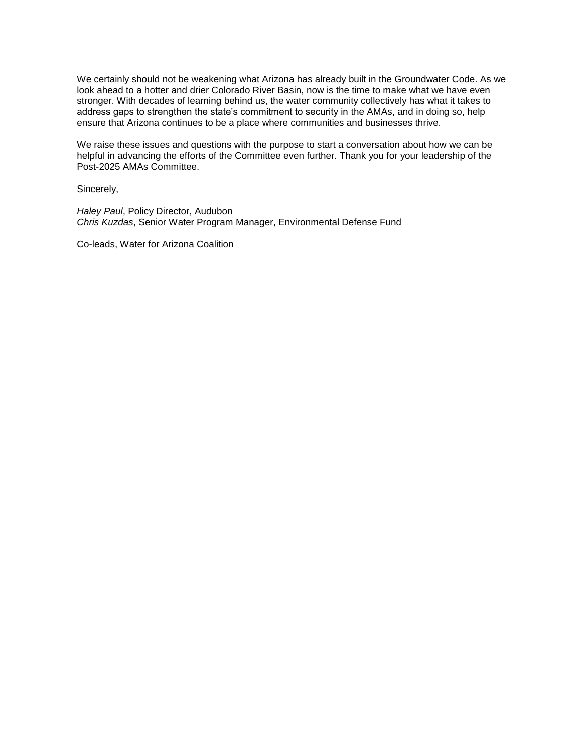We certainly should not be weakening what Arizona has already built in the Groundwater Code. As we look ahead to a hotter and drier Colorado River Basin, now is the time to make what we have even stronger. With decades of learning behind us, the water community collectively has what it takes to address gaps to strengthen the state's commitment to security in the AMAs, and in doing so, help ensure that Arizona continues to be a place where communities and businesses thrive.

We raise these issues and questions with the purpose to start a conversation about how we can be helpful in advancing the efforts of the Committee even further. Thank you for your leadership of the Post-2025 AMAs Committee.

Sincerely,

*Haley Paul*, Policy Director, Audubon
*Chris Kuzdas*, Senior Water Program Manager, Environmental Defense Fund

Co-leads, Water for Arizona Coalition